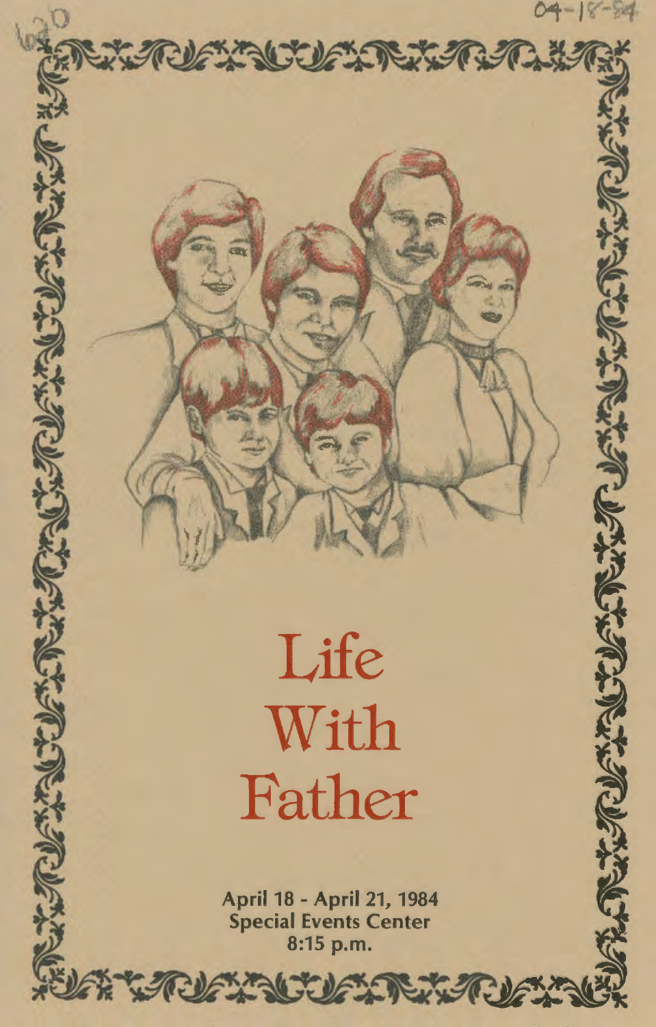# Life With Father

**April 18 - April 21, 1984**
**Special Events Center**
**8:15 p.m.**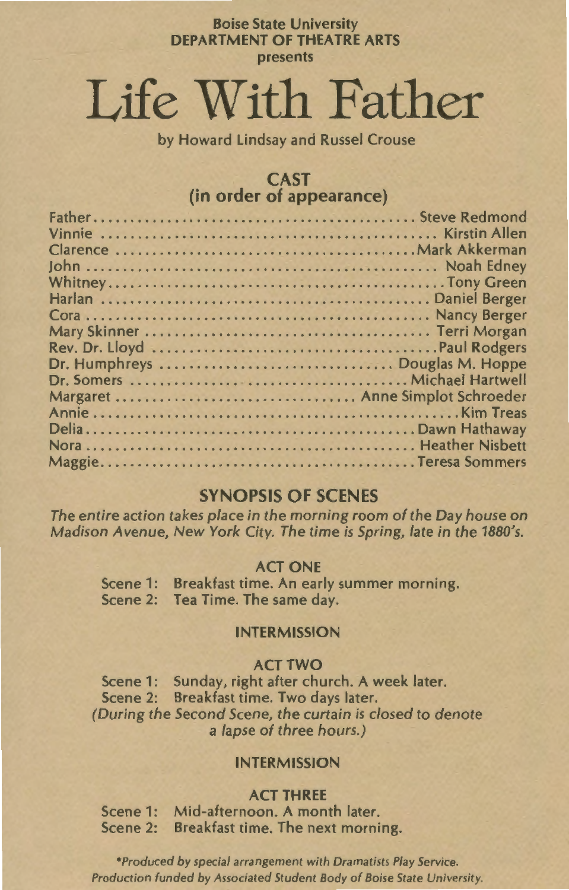Boise State University
DEPARTMENT OF THEATRE ARTS
presents

# Life With Father

by Howard Lindsay and Russel Crouse

## CAST
## (in order of appearance)

| | |
|---|---|
| Father | Steve Redmond |
| Vinnie | Kirstin Allen |
| Clarence | Mark Akkerman |
| John | Noah Edney |
| Whitney | Tony Green |
| Harlan | Daniel Berger |
| Cora | Nancy Berger |
| Mary Skinner | Terri Morgan |
| Rev. Dr. Lloyd | Paul Rodgers |
| Dr. Humphreys | Douglas M. Hoppe |
| Dr. Somers | Michael Hartwell |
| Margaret | Anne Simplot Schroeder |
| Annie | Kim Treas |
| Delia | Dawn Hathaway |
| Nora | Heather Nisbett |
| Maggie | Teresa Sommers |

## SYNOPSIS OF SCENES

*The entire action takes place in the morning room of the Day house on Madison Avenue, New York City. The time is Spring, late in the 1880's.*

### ACT ONE

Scene 1: Breakfast time. An early summer morning.
Scene 2: Tea Time. The same day.

### INTERMISSION

### ACT TWO

Scene 1: Sunday, right after church. A week later.
Scene 2: Breakfast time. Two days later.
*(During the Second Scene, the curtain is closed to denote a lapse of three hours.)*

### INTERMISSION

### ACT THREE

Scene 1: Mid-afternoon. A month later.
Scene 2: Breakfast time. The next morning.

*\*Produced by special arrangement with Dramatists Play Service.*
*Production funded by Associated Student Body of Boise State University.*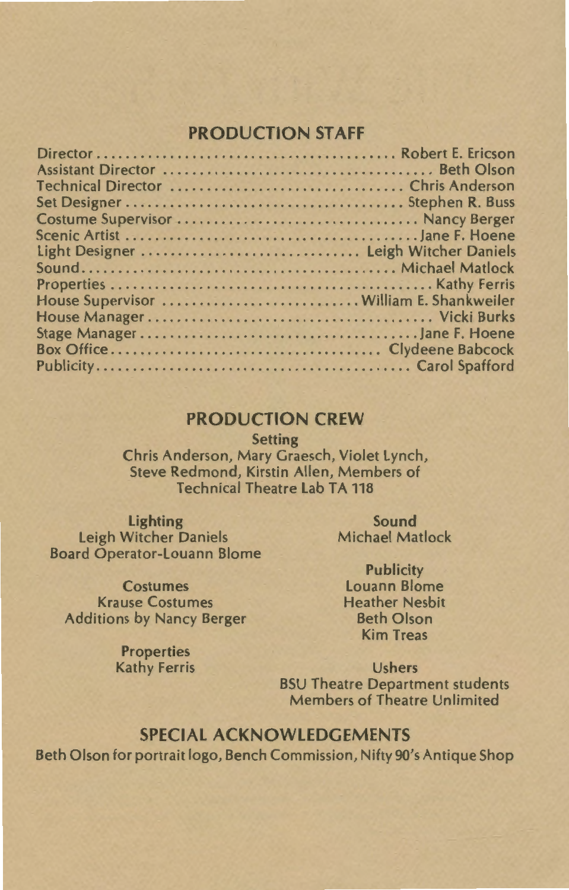## PRODUCTION STAFF

Director........................................ Robert E. Ericson
Assistant Director ................................... Beth Olson
Technical Director ............................... Chris Anderson
Set Designer .................................... Stephen R. Buss
Costume Supervisor ................................ Nancy Berger
Scenic Artist ........................................ Jane F. Hoene
Light Designer ............................. Leigh Witcher Daniels
Sound.......................................... Michael Matlock
Properties ........................................... Kathy Ferris
House Supervisor ........................... William E. Shankweiler
House Manager...................................... Vicki Burks
Stage Manager....................................... Jane F. Hoene
Box Office.................................... Clydeene Babcock
Publicity.......................................... Carol Spafford

## PRODUCTION CREW

**Setting**
Chris Anderson, Mary Graesch, Violet Lynch, Steve Redmond, Kirstin Allen, Members of Technical Theatre Lab TA 118

**Lighting**
Leigh Witcher Daniels
Board Operator-Louann Blome

**Costumes**
Krause Costumes
Additions by Nancy Berger

**Properties**
Kathy Ferris

**Sound**
Michael Matlock

**Publicity**
Louann Blome
Heather Nesbit
Beth Olson
Kim Treas

**Ushers**
BSU Theatre Department students
Members of Theatre Unlimited

## SPECIAL ACKNOWLEDGEMENTS

Beth Olson for portrait logo, Bench Commission, Nifty 90's Antique Shop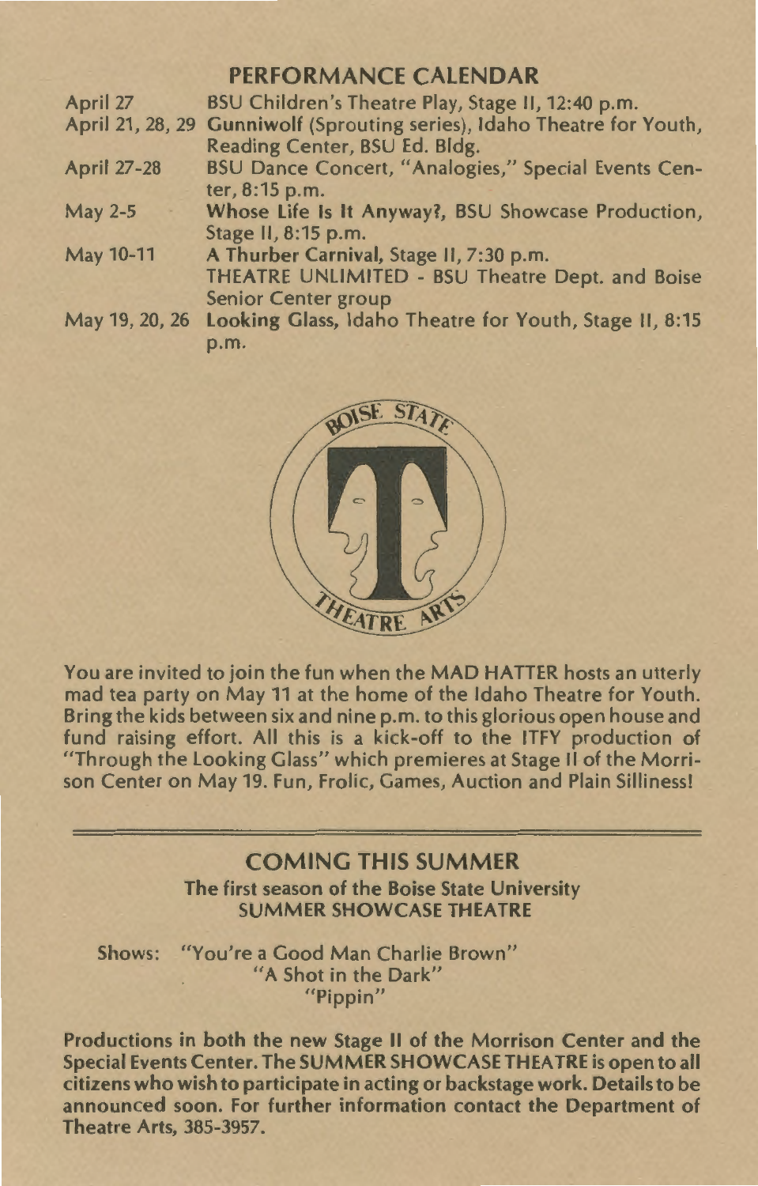## PERFORMANCE CALENDAR

| | |
|---|---|
| April 27 | BSU Children's Theatre Play, Stage II, 12:40 p.m. |
| April 21, 28, 29 | Gunniwolf (Sprouting series), Idaho Theatre for Youth, Reading Center, BSU Ed. Bldg. |
| April 27-28 | BSU Dance Concert, "Analogies," Special Events Center, 8:15 p.m. |
| May 2-5 | **Whose Life Is It Anyway?**, BSU Showcase Production, Stage II, 8:15 p.m. |
| May 10-11 | **A Thurber Carnival**, Stage II, 7:30 p.m. THEATRE UNLIMITED - BSU Theatre Dept. and Boise Senior Center group |
| May 19, 20, 26 | **Looking Glass**, Idaho Theatre for Youth, Stage II, 8:15 p.m. |

BOISE STATE THEATRE ARTS

You are invited to join the fun when the MAD HATTER hosts an utterly mad tea party on May 11 at the home of the Idaho Theatre for Youth. Bring the kids between six and nine p.m. to this glorious open house and fund raising effort. All this is a kick-off to the ITFY production of "Through the Looking Glass" which premieres at Stage II of the Morrison Center on May 19. Fun, Frolic, Games, Auction and Plain Silliness!

---

## COMING THIS SUMMER

**The first season of the Boise State University SUMMER SHOWCASE THEATRE**

Shows: "You're a Good Man Charlie Brown"
"A Shot in the Dark"
"Pippin"

**Productions in both the new Stage II of the Morrison Center and the Special Events Center. The SUMMER SHOWCASE THEATRE is open to all citizens who wish to participate in acting or backstage work. Details to be announced soon. For further information contact the Department of Theatre Arts, 385-3957.**